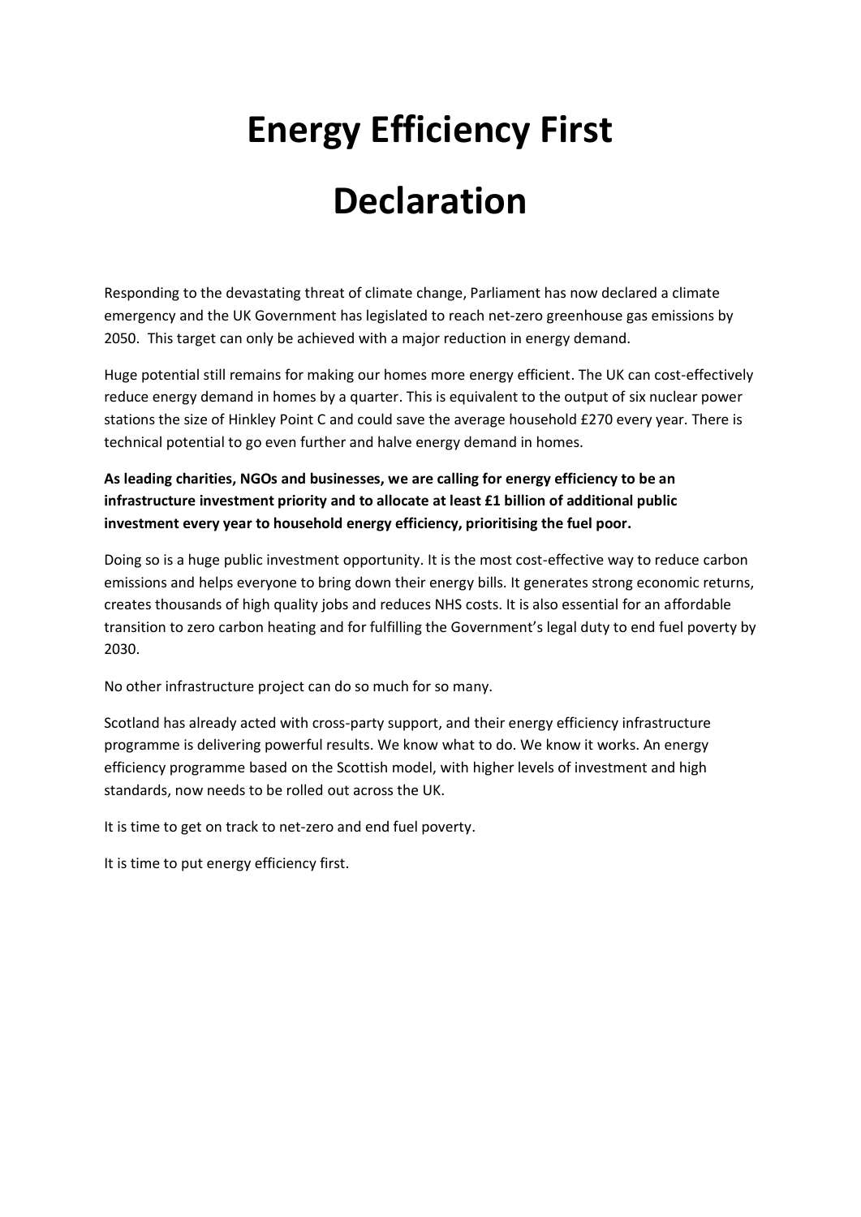# Energy Efficiency First Declaration

Responding to the devastating threat of climate change, Parliament has now declared a climate emergency and the UK Government has legislated to reach net-zero greenhouse gas emissions by 2050. This target can only be achieved with a major reduction in energy demand.

Huge potential still remains for making our homes more energy efficient. The UK can cost-effectively reduce energy demand in homes by a quarter. This is equivalent to the output of six nuclear power stations the size of Hinkley Point C and could save the average household £270 every year. There is technical potential to go even further and halve energy demand in homes.

**As leading charities, NGOs and businesses, we are calling for energy efficiency to be an infrastructure investment priority and to allocate at least £1 billion of additional public investment every year to household energy efficiency, prioritising the fuel poor.**

Doing so is a huge public investment opportunity. It is the most cost-effective way to reduce carbon emissions and helps everyone to bring down their energy bills. It generates strong economic returns, creates thousands of high quality jobs and reduces NHS costs. It is also essential for an affordable transition to zero carbon heating and for fulfilling the Government's legal duty to end fuel poverty by 2030.

No other infrastructure project can do so much for so many.

Scotland has already acted with cross-party support, and their energy efficiency infrastructure programme is delivering powerful results. We know what to do. We know it works. An energy efficiency programme based on the Scottish model, with higher levels of investment and high standards, now needs to be rolled out across the UK.

It is time to get on track to net-zero and end fuel poverty.

It is time to put energy efficiency first.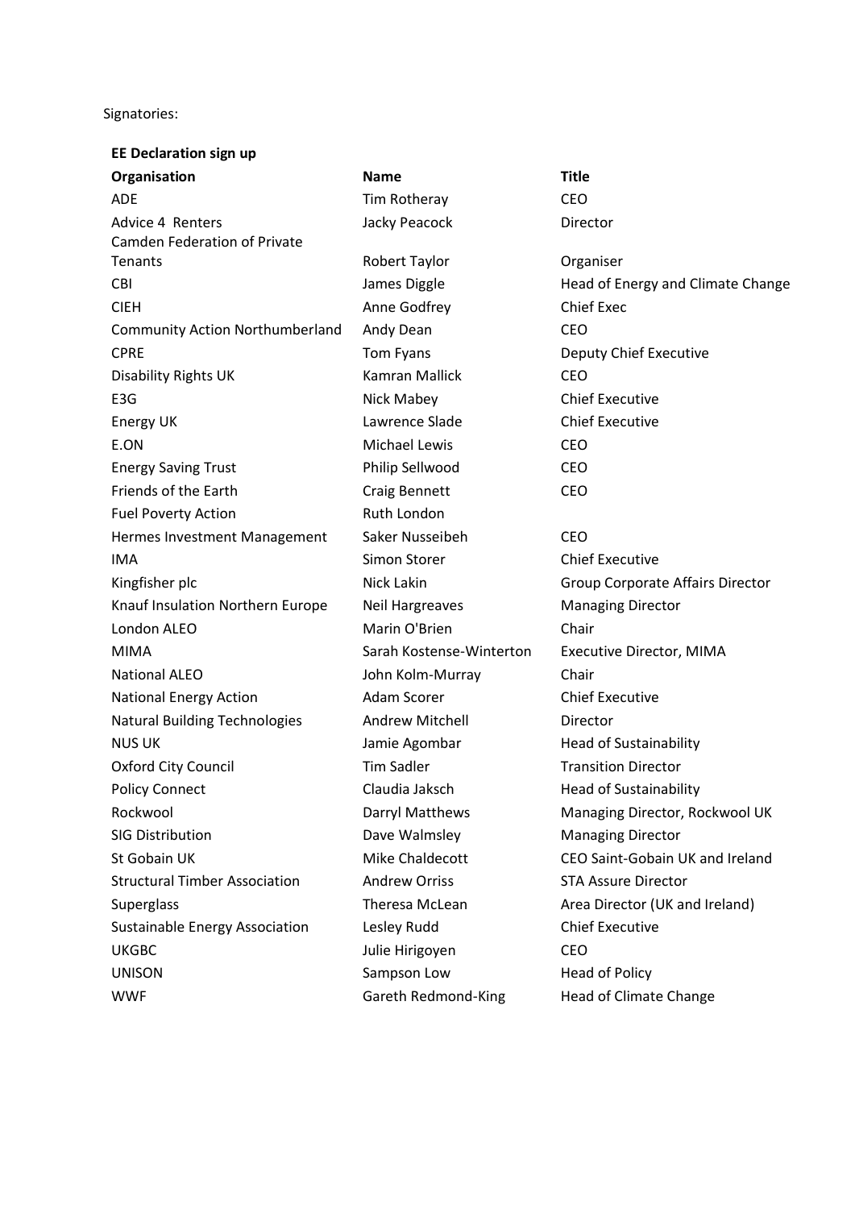Signatories:

**EE Declaration sign up**

| **Organisation** | **Name** | **Title** |
|---|---|---|
| ADE | Tim Rotheray | CEO |
| Advice 4 Renters | Jacky Peacock | Director |
| Camden Federation of Private Tenants | Robert Taylor | Organiser |
| CBI | James Diggle | Head of Energy and Climate Change |
| CIEH | Anne Godfrey | Chief Exec |
| Community Action Northumberland | Andy Dean | CEO |
| CPRE | Tom Fyans | Deputy Chief Executive |
| Disability Rights UK | Kamran Mallick | CEO |
| E3G | Nick Mabey | Chief Executive |
| Energy UK | Lawrence Slade | Chief Executive |
| E.ON | Michael Lewis | CEO |
| Energy Saving Trust | Philip Sellwood | CEO |
| Friends of the Earth | Craig Bennett | CEO |
| Fuel Poverty Action | Ruth London | |
| Hermes Investment Management | Saker Nusseibeh | CEO |
| IMA | Simon Storer | Chief Executive |
| Kingfisher plc | Nick Lakin | Group Corporate Affairs Director |
| Knauf Insulation Northern Europe | Neil Hargreaves | Managing Director |
| London ALEO | Marin O'Brien | Chair |
| MIMA | Sarah Kostense-Winterton | Executive Director, MIMA |
| National ALEO | John Kolm-Murray | Chair |
| National Energy Action | Adam Scorer | Chief Executive |
| Natural Building Technologies | Andrew Mitchell | Director |
| NUS UK | Jamie Agombar | Head of Sustainability |
| Oxford City Council | Tim Sadler | Transition Director |
| Policy Connect | Claudia Jaksch | Head of Sustainability |
| Rockwool | Darryl Matthews | Managing Director, Rockwool UK |
| SIG Distribution | Dave Walmsley | Managing Director |
| St Gobain UK | Mike Chaldecott | CEO Saint-Gobain UK and Ireland |
| Structural Timber Association | Andrew Orriss | STA Assure Director |
| Superglass | Theresa McLean | Area Director (UK and Ireland) |
| Sustainable Energy Association | Lesley Rudd | Chief Executive |
| UKGBC | Julie Hirigoyen | CEO |
| UNISON | Sampson Low | Head of Policy |
| WWF | Gareth Redmond-King | Head of Climate Change |